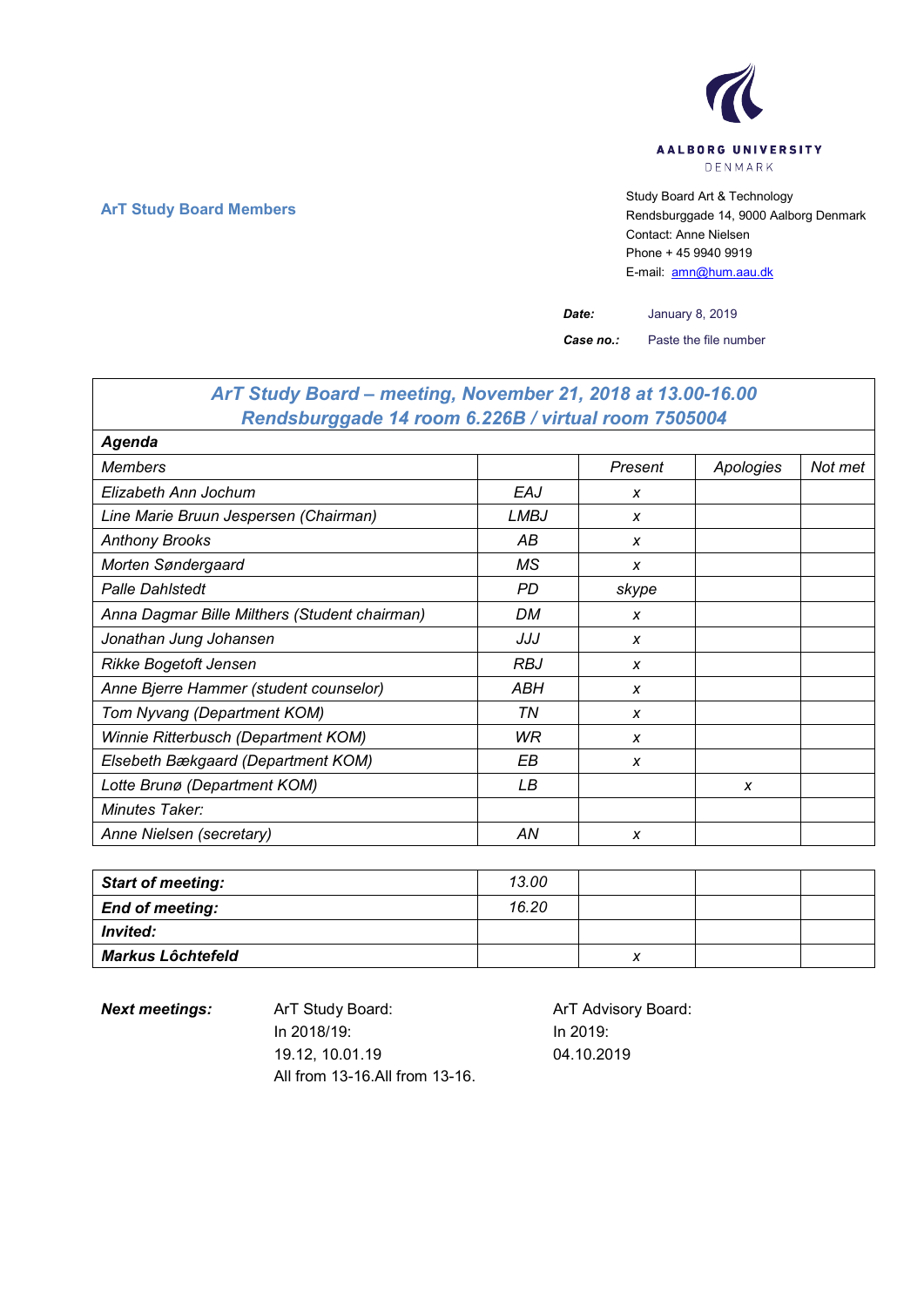AALBORG UNIVERSITY
DENMARK

**ArT Study Board Members**

Study Board Art & Technology
Rendsburggade 14, 9000 Aalborg Denmark
Contact: Anne Nielsen
Phone + 45 9940 9919
E-mail: amn@hum.aau.dk

***Date:*** January 8, 2019

***Case no.:*** Paste the file number

## *ArT Study Board – meeting, November 21, 2018 at 13.00-16.00*
## *Rendsburggade 14 room 6.226B / virtual room 7505004*

| ***Agenda*** | | | | |
|---|---|---|---|---|
| *Members* | | *Present* | *Apologies* | *Not met* |
| *Elizabeth Ann Jochum* | *EAJ* | *x* | | |
| *Line Marie Bruun Jespersen (Chairman)* | *LMBJ* | *x* | | |
| *Anthony Brooks* | *AB* | *x* | | |
| *Morten Søndergaard* | *MS* | *x* | | |
| *Palle Dahlstedt* | *PD* | *skype* | | |
| *Anna Dagmar Bille Milthers (Student chairman)* | *DM* | *x* | | |
| *Jonathan Jung Johansen* | *JJJ* | *x* | | |
| *Rikke Bogetoft Jensen* | *RBJ* | *x* | | |
| *Anne Bjerre Hammer (student counselor)* | *ABH* | *x* | | |
| *Tom Nyvang (Department KOM)* | *TN* | *x* | | |
| *Winnie Ritterbusch (Department KOM)* | *WR* | *x* | | |
| *Elsebeth Bækgaard (Department KOM)* | *EB* | *x* | | |
| *Lotte Brunø (Department KOM)* | *LB* | | *x* | |
| *Minutes Taker:* | | | | |
| *Anne Nielsen (secretary)* | *AN* | *x* | | |

| | | | | |
|---|---|---|---|---|
| ***Start of meeting:*** | *13.00* | | | |
| ***End of meeting:*** | *16.20* | | | |
| ***Invited:*** | | | | |
| ***Markus Lôchtefeld*** | | *x* | | |

***Next meetings:***

ArT Study Board:
In 2018/19:
19.12, 10.01.19
All from 13-16.All from 13-16.

ArT Advisory Board:
In 2019:
04.10.2019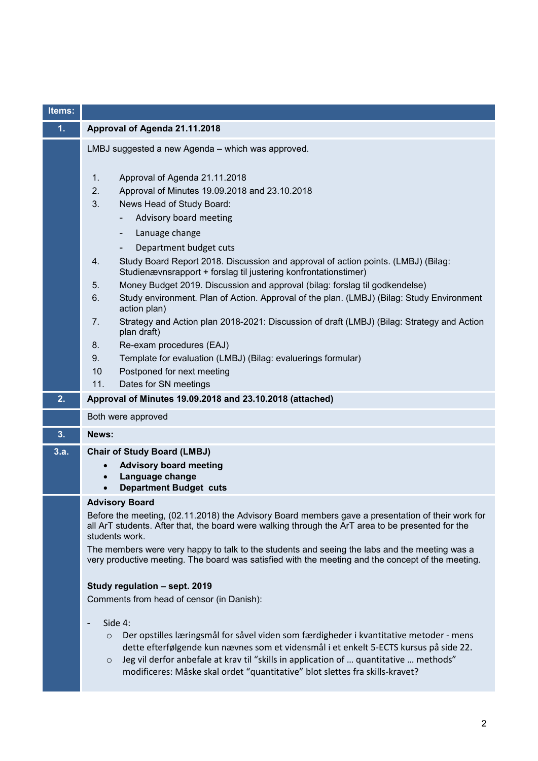| Items: | |
|---|---|
| **1.** | **Approval of Agenda 21.11.2018** |
| | LMBJ suggested a new Agenda – which was approved.<br><br>1. Approval of Agenda 21.11.2018<br>2. Approval of Minutes 19.09.2018 and 23.10.2018<br>3. News Head of Study Board:<br>- Advisory board meeting<br>- Lanuage change<br>- Department budget cuts<br>4. Study Board Report 2018. Discussion and approval of action points. (LMBJ) (Bilag: Studienævnsrapport + forslag til justering konfrontationstimer)<br>5. Money Budget 2019. Discussion and approval (bilag: forslag til godkendelse)<br>6. Study environment. Plan of Action. Approval of the plan. (LMBJ) (Bilag: Study Environment action plan)<br>7. Strategy and Action plan 2018-2021: Discussion of draft (LMBJ) (Bilag: Strategy and Action plan draft)<br>8. Re-exam procedures (EAJ)<br>9. Template for evaluation (LMBJ) (Bilag: evaluerings formular)<br>10 Postponed for next meeting<br>11. Dates for SN meetings |
| **2.** | **Approval of Minutes 19.09.2018 and 23.10.2018 (attached)** |
| | Both were approved |
| **3.** | **News:** |
| **3.a.** | **Chair of Study Board (LMBJ)**<br>• **Advisory board meeting**<br>• **Language change**<br>• **Department Budget cuts** |
| | **Advisory Board**<br>Before the meeting, (02.11.2018) the Advisory Board members gave a presentation of their work for all ArT students. After that, the board were walking through the ArT area to be presented for the students work.<br>The members were very happy to talk to the students and seeing the labs and the meeting was a very productive meeting. The board was satisfied with the meeting and the concept of the meeting.<br><br>**Study regulation – sept. 2019**<br>Comments from head of censor (in Danish):<br><br>- Side 4:<br>  ○ Der opstilles læringsmål for såvel viden som færdigheder i kvantitative metoder - mens dette efterfølgende kun nævnes som et vidensmål i et enkelt 5-ECTS kursus på side 22.<br>  ○ Jeg vil derfor anbefale at krav til "skills in application of … quantitative … methods" modificeres: Måske skal ordet "quantitative" blot slettes fra skills-kravet? |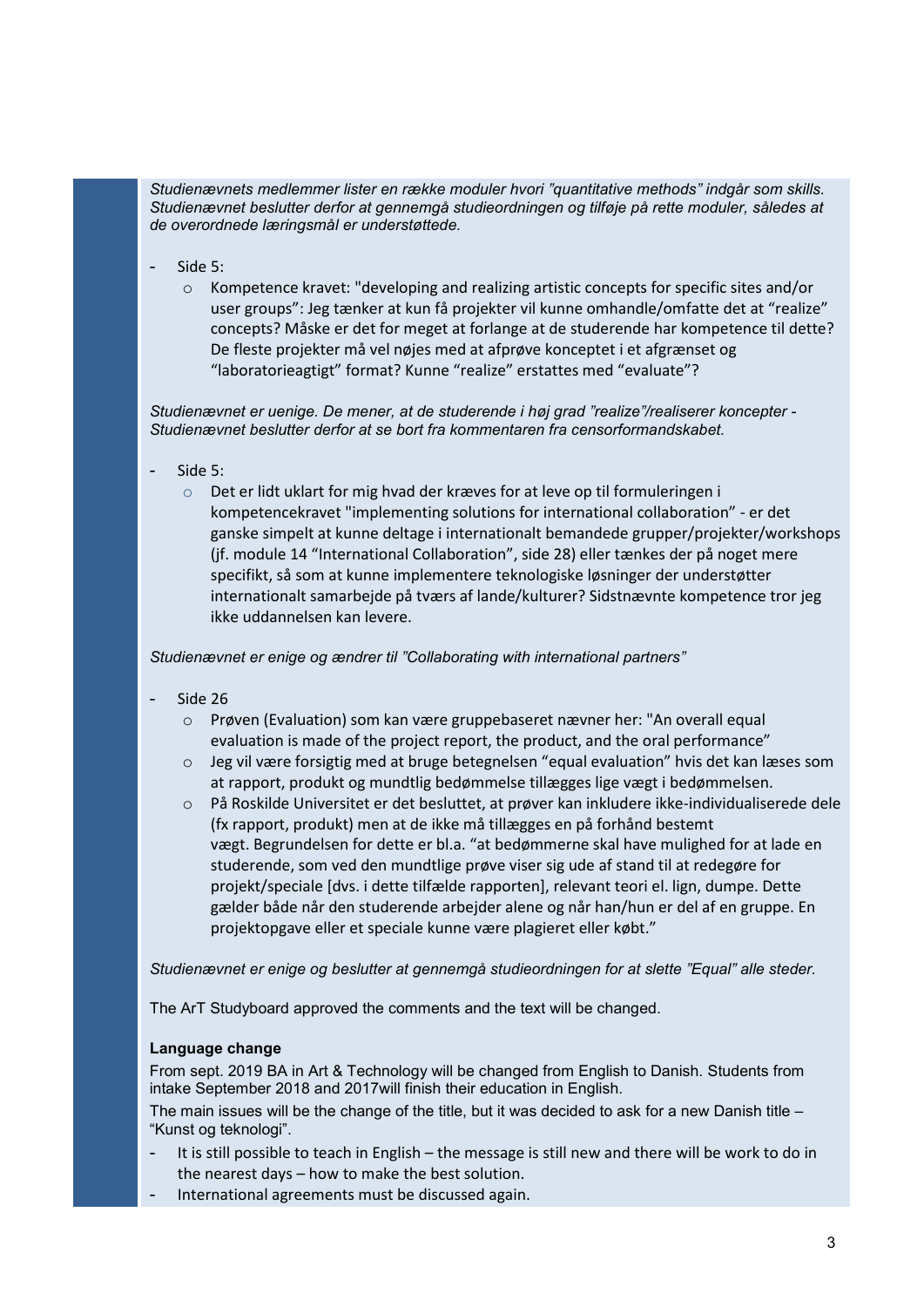*Studienævnets medlemmer lister en række moduler hvori "quantitative methods" indgår som skills. Studienævnet beslutter derfor at gennemgå studieordningen og tilføje på rette moduler, således at de overordnede læringsmål er understøttede.*

- Side 5:
  - Kompetence kravet: "developing and realizing artistic concepts for specific sites and/or user groups": Jeg tænker at kun få projekter vil kunne omhandle/omfatte det at "realize" concepts? Måske er det for meget at forlange at de studerende har kompetence til dette? De fleste projekter må vel nøjes med at afprøve konceptet i et afgrænset og "laboratorieagtigt" format? Kunne "realize" erstattes med "evaluate"?

*Studienævnet er uenige. De mener, at de studerende i høj grad "realize"/realiserer koncepter - Studienævnet beslutter derfor at se bort fra kommentaren fra censorformandskabet.*

- Side 5:
  - Det er lidt uklart for mig hvad der kræves for at leve op til formuleringen i kompetencekravet "implementing solutions for international collaboration" - er det ganske simpelt at kunne deltage i internationalt bemandede grupper/projekter/workshops (jf. module 14 "International Collaboration", side 28) eller tænkes der på noget mere specifikt, så som at kunne implementere teknologiske løsninger der understøtter internationalt samarbejde på tværs af lande/kulturer? Sidstnævnte kompetence tror jeg ikke uddannelsen kan levere.

*Studienævnet er enige og ændrer til "Collaborating with international partners"*

- Side 26
  - Prøven (Evaluation) som kan være gruppebaseret nævner her: "An overall equal evaluation is made of the project report, the product, and the oral performance"
  - Jeg vil være forsigtig med at bruge betegnelsen "equal evaluation" hvis det kan læses som at rapport, produkt og mundtlig bedømmelse tillægges lige vægt i bedømmelsen.
  - På Roskilde Universitet er det besluttet, at prøver kan inkludere ikke-individualiserede dele (fx rapport, produkt) men at de ikke må tillægges en på forhånd bestemt vægt. Begrundelsen for dette er bl.a. "at bedømmerne skal have mulighed for at lade en studerende, som ved den mundtlige prøve viser sig ude af stand til at redegøre for projekt/speciale [dvs. i dette tilfælde rapporten], relevant teori el. lign, dumpe. Dette gælder både når den studerende arbejder alene og når han/hun er del af en gruppe. En projektopgave eller et speciale kunne være plagieret eller købt."

*Studienævnet er enige og beslutter at gennemgå studieordningen for at slette "Equal" alle steder.*

The ArT Studyboard approved the comments and the text will be changed.

**Language change**

From sept. 2019 BA in Art & Technology will be changed from English to Danish. Students from intake September 2018 and 2017will finish their education in English.

The main issues will be the change of the title, but it was decided to ask for a new Danish title – "Kunst og teknologi".

- It is still possible to teach in English – the message is still new and there will be work to do in the nearest days – how to make the best solution.
- International agreements must be discussed again.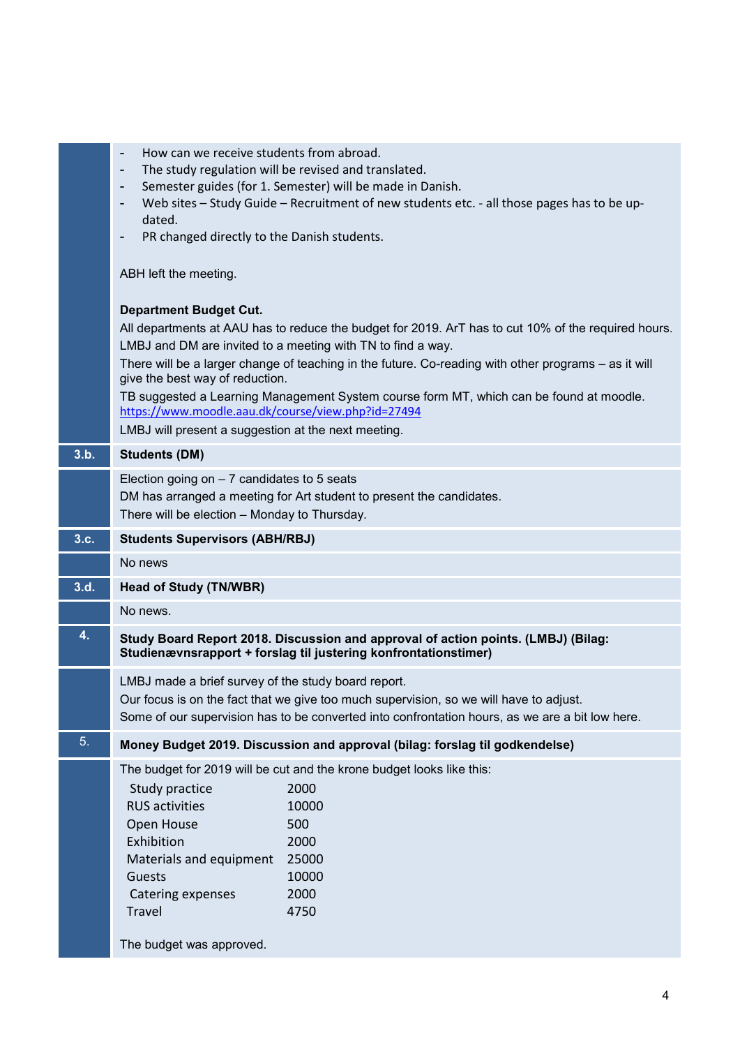- How can we receive students from abroad.
- The study regulation will be revised and translated.
- Semester guides (for 1. Semester) will be made in Danish.
- Web sites – Study Guide – Recruitment of new students etc. - all those pages has to be up-dated.
- PR changed directly to the Danish students.

ABH left the meeting.

**Department Budget Cut.**

All departments at AAU has to reduce the budget for 2019. ArT has to cut 10% of the required hours. LMBJ and DM are invited to a meeting with TN to find a way.

There will be a larger change of teaching in the future. Co-reading with other programs – as it will give the best way of reduction.

TB suggested a Learning Management System course form MT, which can be found at moodle. https://www.moodle.aau.dk/course/view.php?id=27494

LMBJ will present a suggestion at the next meeting.

**3.b. Students (DM)**

Election going on – 7 candidates to 5 seats

DM has arranged a meeting for Art student to present the candidates.

There will be election – Monday to Thursday.

**3.c. Students Supervisors (ABH/RBJ)**

No news

**3.d. Head of Study (TN/WBR)**

No news.

**4. Study Board Report 2018. Discussion and approval of action points. (LMBJ) (Bilag: Studienævnsrapport + forslag til justering konfrontationstimer)**

LMBJ made a brief survey of the study board report.

Our focus is on the fact that we give too much supervision, so we will have to adjust.

Some of our supervision has to be converted into confrontation hours, as we are a bit low here.

**5. Money Budget 2019. Discussion and approval (bilag: forslag til godkendelse)**

The budget for 2019 will be cut and the krone budget looks like this:

| | |
|---|---|
| Study practice | 2000 |
| RUS activities | 10000 |
| Open House | 500 |
| Exhibition | 2000 |
| Materials and equipment | 25000 |
| Guests | 10000 |
| Catering expenses | 2000 |
| Travel | 4750 |

The budget was approved.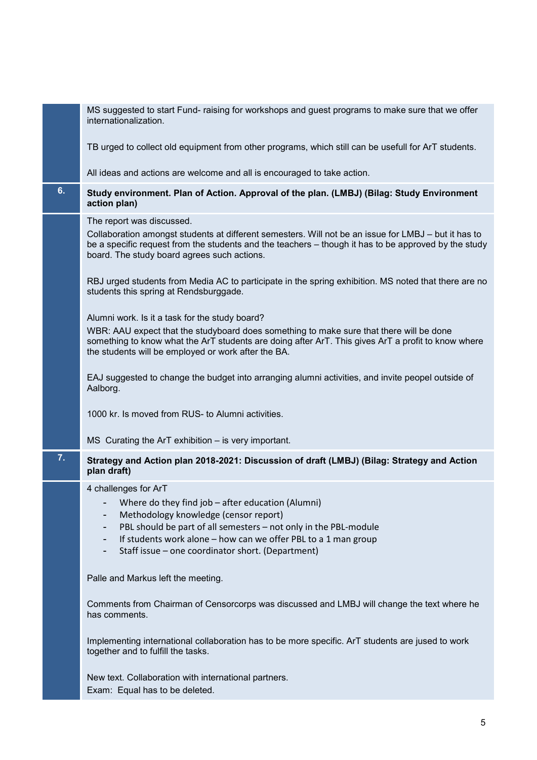| | |
|---|---|
| | MS suggested to start Fund- raising for workshops and guest programs to make sure that we offer internationalization.<br><br>TB urged to collect old equipment from other programs, which still can be usefull for ArT students.<br><br>All ideas and actions are welcome and all is encouraged to take action. |
| **6.** | **Study environment. Plan of Action. Approval of the plan. (LMBJ) (Bilag: Study Environment action plan)** |
| | The report was discussed.<br>Collaboration amongst students at different semesters. Will not be an issue for LMBJ – but it has to be a specific request from the students and the teachers – though it has to be approved by the study board. The study board agrees such actions.<br><br>RBJ urged students from Media AC to participate in the spring exhibition. MS noted that there are no students this spring at Rendsburggade.<br><br>Alumni work. Is it a task for the study board?<br>WBR: AAU expect that the studyboard does something to make sure that there will be done something to know what the ArT students are doing after ArT. This gives ArT a profit to know where the students will be employed or work after the BA.<br><br>EAJ suggested to change the budget into arranging alumni activities, and invite peopel outside of Aalborg.<br><br>1000 kr. Is moved from RUS- to Alumni activities.<br><br>MS Curating the ArT exhibition – is very important. |
| **7.** | **Strategy and Action plan 2018-2021: Discussion of draft (LMBJ) (Bilag: Strategy and Action plan draft)** |
| | 4 challenges for ArT<br>- Where do they find job – after education (Alumni)<br>- Methodology knowledge (censor report)<br>- PBL should be part of all semesters – not only in the PBL-module<br>- If students work alone – how can we offer PBL to a 1 man group<br>- Staff issue – one coordinator short. (Department)<br><br>Palle and Markus left the meeting.<br><br>Comments from Chairman of Censorcorps was discussed and LMBJ will change the text where he has comments.<br><br>Implementing international collaboration has to be more specific. ArT students are jused to work together and to fulfill the tasks.<br><br>New text. Collaboration with international partners.<br>Exam: Equal has to be deleted. |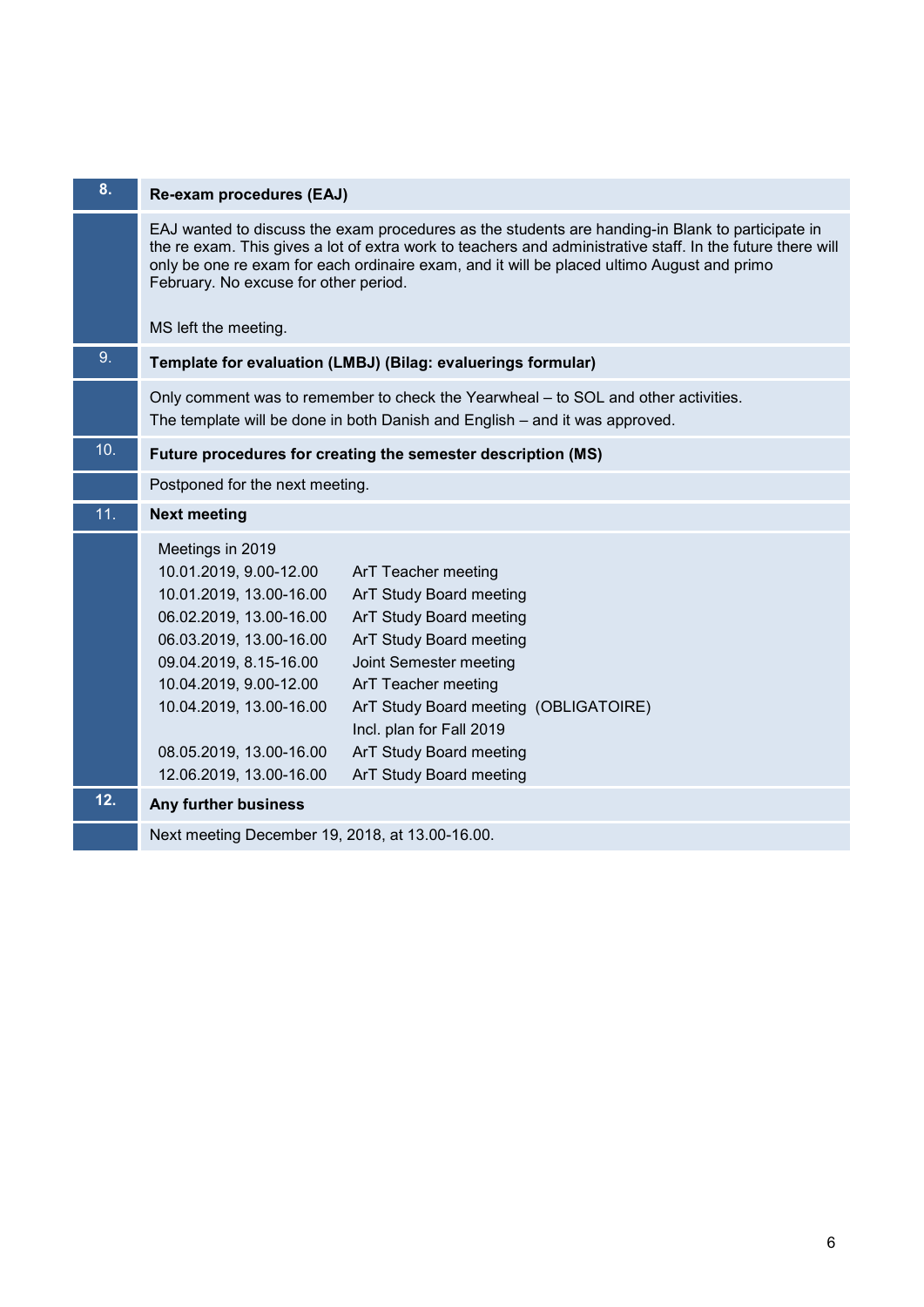| | |
|---|---|
| **8.** | **Re-exam procedures (EAJ)** |
| | EAJ wanted to discuss the exam procedures as the students are handing-in Blank to participate in the re exam. This gives a lot of extra work to teachers and administrative staff. In the future there will only be one re exam for each ordinaire exam, and it will be placed ultimo August and primo February. No excuse for other period.<br><br>MS left the meeting. |
| 9. | **Template for evaluation (LMBJ) (Bilag: evaluerings formular)** |
| | Only comment was to remember to check the Yearwheal – to SOL and other activities.<br>The template will be done in both Danish and English – and it was approved. |
| 10. | **Future procedures for creating the semester description (MS)** |
| | Postponed for the next meeting. |
| 11. | **Next meeting** |
| | Meetings in 2019<br>10.01.2019, 9.00-12.00 ArT Teacher meeting<br>10.01.2019, 13.00-16.00 ArT Study Board meeting<br>06.02.2019, 13.00-16.00 ArT Study Board meeting<br>06.03.2019, 13.00-16.00 ArT Study Board meeting<br>09.04.2019, 8.15-16.00 Joint Semester meeting<br>10.04.2019, 9.00-12.00 ArT Teacher meeting<br>10.04.2019, 13.00-16.00 ArT Study Board meeting (OBLIGATOIRE) Incl. plan for Fall 2019<br>08.05.2019, 13.00-16.00 ArT Study Board meeting<br>12.06.2019, 13.00-16.00 ArT Study Board meeting |
| **12.** | **Any further business** |
| | Next meeting December 19, 2018, at 13.00-16.00. |